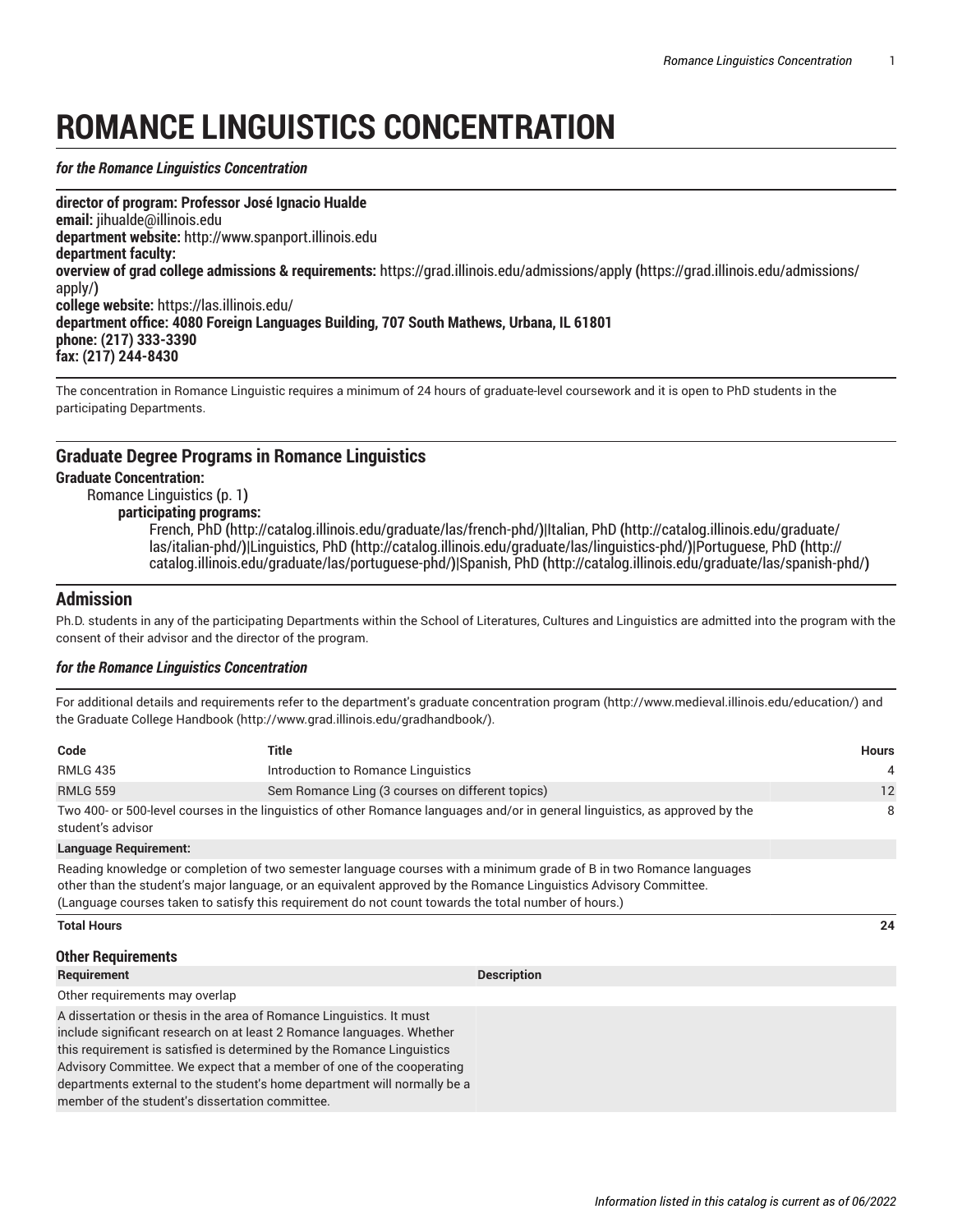# ROMANCE LINGUISTICS CONCENTRATION

***for the Romance Linguistics Concentration***

**director of program: Professor José Ignacio Hualde**
**email:** jihualde@illinois.edu
**department website:** http://www.spanport.illinois.edu
**department faculty:**
**overview of grad college admissions & requirements:** https://grad.illinois.edu/admissions/apply (https://grad.illinois.edu/admissions/apply/)
**college website:** https://las.illinois.edu/
**department office: 4080 Foreign Languages Building, 707 South Mathews, Urbana, IL 61801**
**phone: (217) 333-3390**
**fax: (217) 244-8430**

The concentration in Romance Linguistic requires a minimum of 24 hours of graduate-level coursework and it is open to PhD students in the participating Departments.

## Graduate Degree Programs in Romance Linguistics

**Graduate Concentration:**

Romance Linguistics (p. 1)

**participating programs:**

French, PhD (http://catalog.illinois.edu/graduate/las/french-phd/)|Italian, PhD (http://catalog.illinois.edu/graduate/las/italian-phd/)|Linguistics, PhD (http://catalog.illinois.edu/graduate/las/linguistics-phd/)|Portuguese, PhD (http://catalog.illinois.edu/graduate/las/portuguese-phd/)|Spanish, PhD (http://catalog.illinois.edu/graduate/las/spanish-phd/)

## Admission

Ph.D. students in any of the participating Departments within the School of Literatures, Cultures and Linguistics are admitted into the program with the consent of their advisor and the director of the program.

***for the Romance Linguistics Concentration***

For additional details and requirements refer to the department's graduate concentration program (http://www.medieval.illinois.edu/education/) and the Graduate College Handbook (http://www.grad.illinois.edu/gradhandbook/).

| Code | Title | Hours |
|---|---|---|
| RMLG 435 | Introduction to Romance Linguistics | 4 |
| RMLG 559 | Sem Romance Ling (3 courses on different topics) | 12 |
| Two 400- or 500-level courses in the linguistics of other Romance languages and/or in general linguistics, as approved by the student's advisor | | 8 |
| **Language Requirement:** | | |
| Reading knowledge or completion of two semester language courses with a minimum grade of B in two Romance languages other than the student's major language, or an equivalent approved by the Romance Linguistics Advisory Committee. (Language courses taken to satisfy this requirement do not count towards the total number of hours.) | | |
| **Total Hours** | | **24** |

### Other Requirements

| Requirement | Description |
|---|---|
| Other requirements may overlap | |
| A dissertation or thesis in the area of Romance Linguistics. It must include significant research on at least 2 Romance languages. Whether this requirement is satisfied is determined by the Romance Linguistics Advisory Committee. We expect that a member of one of the cooperating departments external to the student's home department will normally be a member of the student's dissertation committee. | |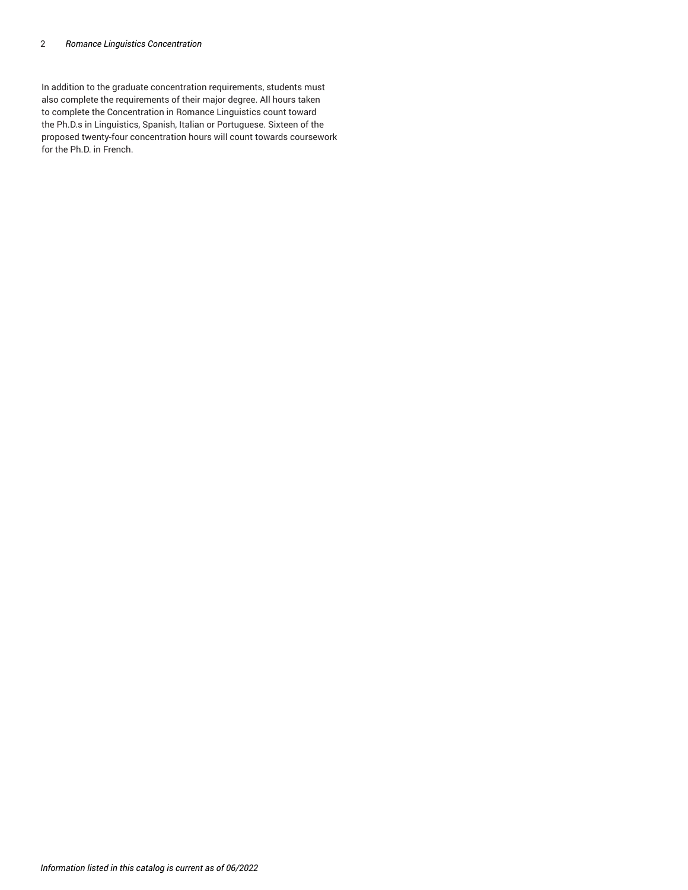In addition to the graduate concentration requirements, students must also complete the requirements of their major degree. All hours taken to complete the Concentration in Romance Linguistics count toward the Ph.D.s in Linguistics, Spanish, Italian or Portuguese. Sixteen of the proposed twenty-four concentration hours will count towards coursework for the Ph.D. in French.